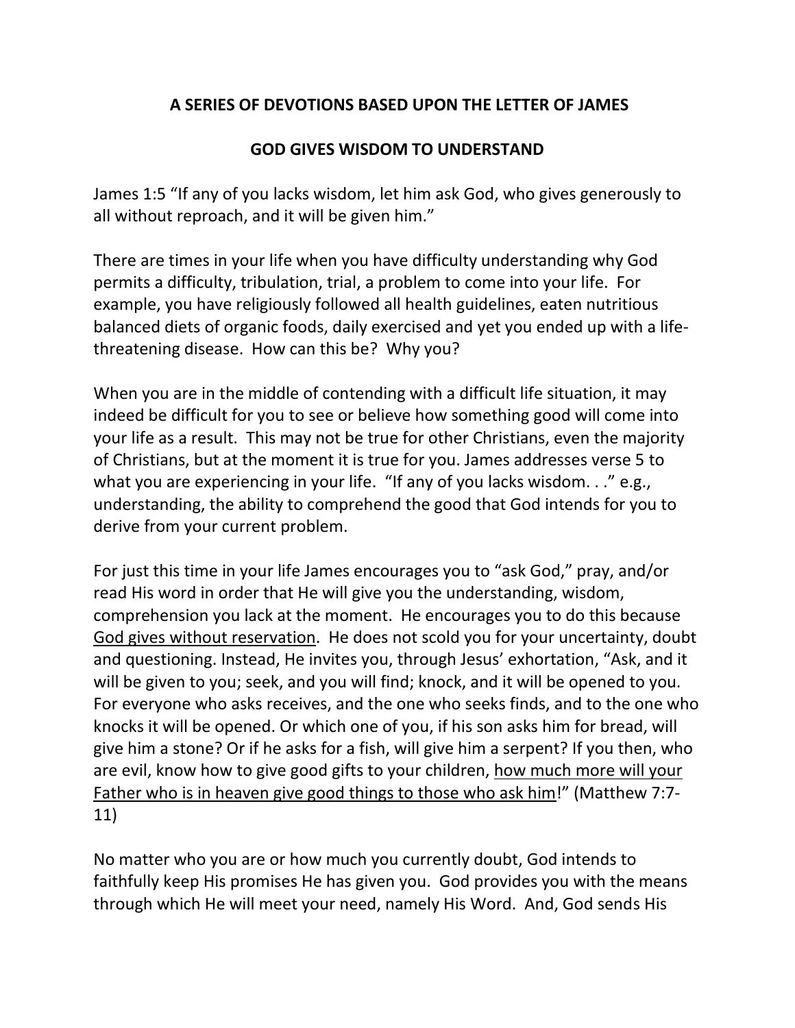**A SERIES OF DEVOTIONS BASED UPON THE LETTER OF JAMES**

**GOD GIVES WISDOM TO UNDERSTAND**

James 1:5 "If any of you lacks wisdom, let him ask God, who gives generously to all without reproach, and it will be given him."

There are times in your life when you have difficulty understanding why God permits a difficulty, tribulation, trial, a problem to come into your life. For example, you have religiously followed all health guidelines, eaten nutritious balanced diets of organic foods, daily exercised and yet you ended up with a life-threatening disease. How can this be? Why you?

When you are in the middle of contending with a difficult life situation, it may indeed be difficult for you to see or believe how something good will come into your life as a result. This may not be true for other Christians, even the majority of Christians, but at the moment it is true for you. James addresses verse 5 to what you are experiencing in your life. "If any of you lacks wisdom. . ." e.g., understanding, the ability to comprehend the good that God intends for you to derive from your current problem.

For just this time in your life James encourages you to "ask God," pray, and/or read His word in order that He will give you the understanding, wisdom, comprehension you lack at the moment. He encourages you to do this because <u>God gives without reservation</u>. He does not scold you for your uncertainty, doubt and questioning. Instead, He invites you, through Jesus' exhortation, "Ask, and it will be given to you; seek, and you will find; knock, and it will be opened to you. For everyone who asks receives, and the one who seeks finds, and to the one who knocks it will be opened. Or which one of you, if his son asks him for bread, will give him a stone? Or if he asks for a fish, will give him a serpent? If you then, who are evil, know how to give good gifts to your children, <u>how much more will your Father who is in heaven give good things to those who ask him</u>!" (Matthew 7:7-11)

No matter who you are or how much you currently doubt, God intends to faithfully keep His promises He has given you. God provides you with the means through which He will meet your need, namely His Word. And, God sends His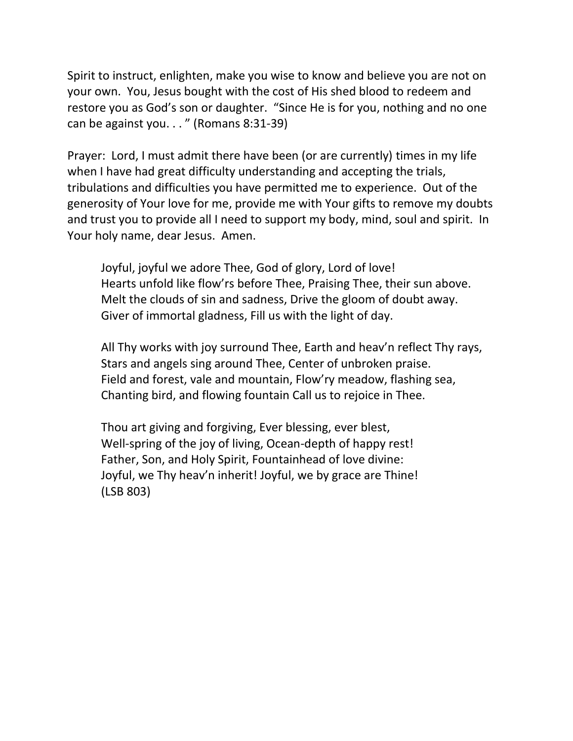Spirit to instruct, enlighten, make you wise to know and believe you are not on your own. You, Jesus bought with the cost of His shed blood to redeem and restore you as God's son or daughter. "Since He is for you, nothing and no one can be against you. . . " (Romans 8:31-39)

Prayer: Lord, I must admit there have been (or are currently) times in my life when I have had great difficulty understanding and accepting the trials, tribulations and difficulties you have permitted me to experience. Out of the generosity of Your love for me, provide me with Your gifts to remove my doubts and trust you to provide all I need to support my body, mind, soul and spirit. In Your holy name, dear Jesus. Amen.

> Joyful, joyful we adore Thee, God of glory, Lord of love!
> Hearts unfold like flow'rs before Thee, Praising Thee, their sun above.
> Melt the clouds of sin and sadness, Drive the gloom of doubt away.
> Giver of immortal gladness, Fill us with the light of day.
>
> All Thy works with joy surround Thee, Earth and heav'n reflect Thy rays,
> Stars and angels sing around Thee, Center of unbroken praise.
> Field and forest, vale and mountain, Flow'ry meadow, flashing sea,
> Chanting bird, and flowing fountain Call us to rejoice in Thee.
>
> Thou art giving and forgiving, Ever blessing, ever blest,
> Well-spring of the joy of living, Ocean-depth of happy rest!
> Father, Son, and Holy Spirit, Fountainhead of love divine:
> Joyful, we Thy heav'n inherit! Joyful, we by grace are Thine!
> (LSB 803)